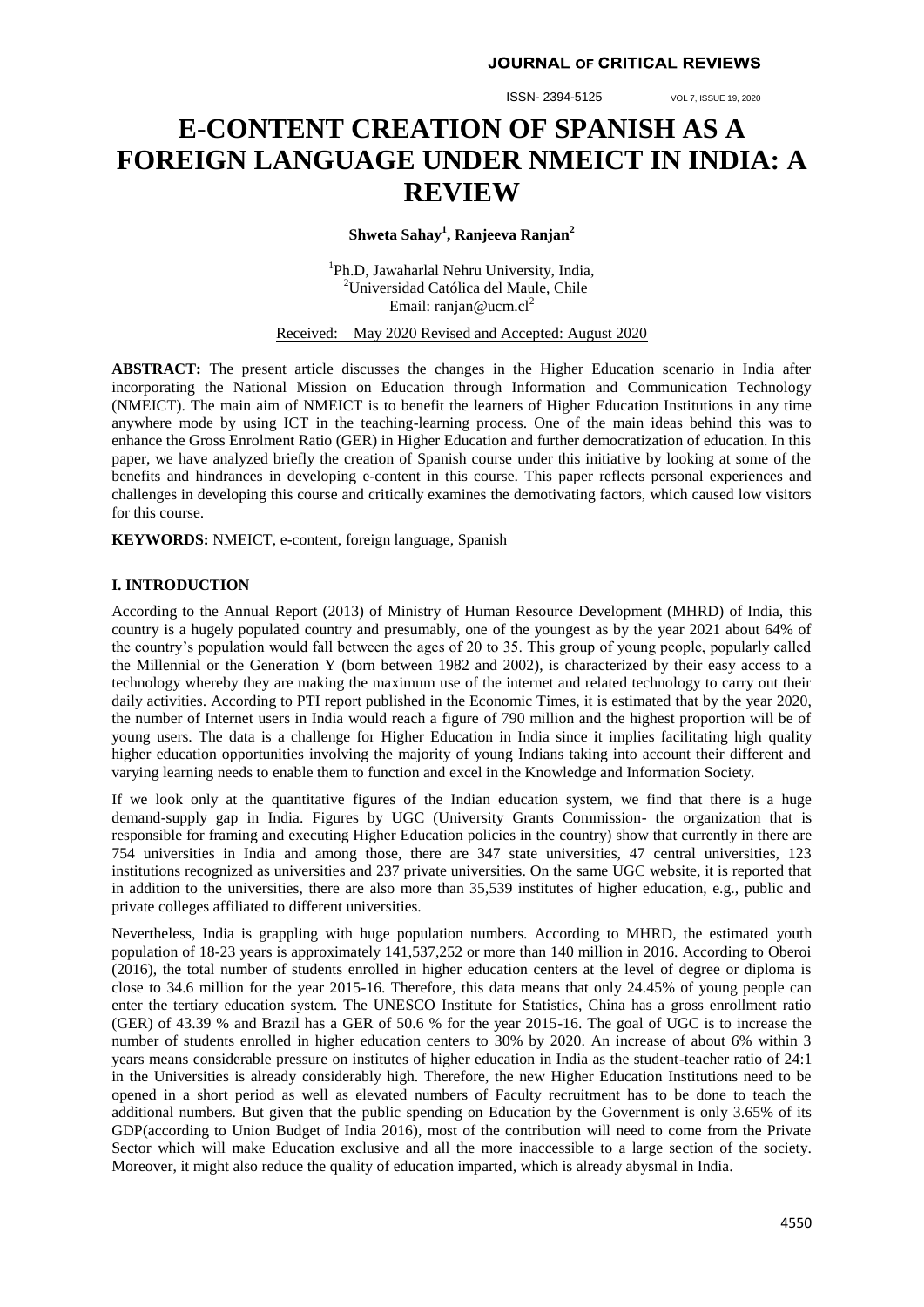# E-CONTENT CREATION OF SPANISH AS A FOREIGN LANGUAGE UNDER NMEICT IN INDIA: A REVIEW

**Shweta Sahay[1], Ranjeeva Ranjan[2]**

[1]Ph.D, Jawaharlal Nehru University, India,
[2]Universidad Católica del Maule, Chile
Email: ranjan@ucm.cl[2]

Received: May 2020 Revised and Accepted: August 2020

**ABSTRACT:** The present article discusses the changes in the Higher Education scenario in India after incorporating the National Mission on Education through Information and Communication Technology (NMEICT). The main aim of NMEICT is to benefit the learners of Higher Education Institutions in any time anywhere mode by using ICT in the teaching-learning process. One of the main ideas behind this was to enhance the Gross Enrolment Ratio (GER) in Higher Education and further democratization of education. In this paper, we have analyzed briefly the creation of Spanish course under this initiative by looking at some of the benefits and hindrances in developing e-content in this course. This paper reflects personal experiences and challenges in developing this course and critically examines the demotivating factors, which caused low visitors for this course.

**KEYWORDS:** NMEICT, e-content, foreign language, Spanish

## I. INTRODUCTION

According to the Annual Report (2013) of Ministry of Human Resource Development (MHRD) of India, this country is a hugely populated country and presumably, one of the youngest as by the year 2021 about 64% of the country's population would fall between the ages of 20 to 35. This group of young people, popularly called the Millennial or the Generation Y (born between 1982 and 2002), is characterized by their easy access to a technology whereby they are making the maximum use of the internet and related technology to carry out their daily activities. According to PTI report published in the Economic Times, it is estimated that by the year 2020, the number of Internet users in India would reach a figure of 790 million and the highest proportion will be of young users. The data is a challenge for Higher Education in India since it implies facilitating high quality higher education opportunities involving the majority of young Indians taking into account their different and varying learning needs to enable them to function and excel in the Knowledge and Information Society.

If we look only at the quantitative figures of the Indian education system, we find that there is a huge demand-supply gap in India. Figures by UGC (University Grants Commission- the organization that is responsible for framing and executing Higher Education policies in the country) show that currently in there are 754 universities in India and among those, there are 347 state universities, 47 central universities, 123 institutions recognized as universities and 237 private universities. On the same UGC website, it is reported that in addition to the universities, there are also more than 35,539 institutes of higher education, e.g., public and private colleges affiliated to different universities.

Nevertheless, India is grappling with huge population numbers. According to MHRD, the estimated youth population of 18-23 years is approximately 141,537,252 or more than 140 million in 2016. According to Oberoi (2016), the total number of students enrolled in higher education centers at the level of degree or diploma is close to 34.6 million for the year 2015-16. Therefore, this data means that only 24.45% of young people can enter the tertiary education system. The UNESCO Institute for Statistics, China has a gross enrollment ratio (GER) of 43.39 % and Brazil has a GER of 50.6 % for the year 2015-16. The goal of UGC is to increase the number of students enrolled in higher education centers to 30% by 2020. An increase of about 6% within 3 years means considerable pressure on institutes of higher education in India as the student-teacher ratio of 24:1 in the Universities is already considerably high. Therefore, the new Higher Education Institutions need to be opened in a short period as well as elevated numbers of Faculty recruitment has to be done to teach the additional numbers. But given that the public spending on Education by the Government is only 3.65% of its GDP(according to Union Budget of India 2016), most of the contribution will need to come from the Private Sector which will make Education exclusive and all the more inaccessible to a large section of the society. Moreover, it might also reduce the quality of education imparted, which is already abysmal in India.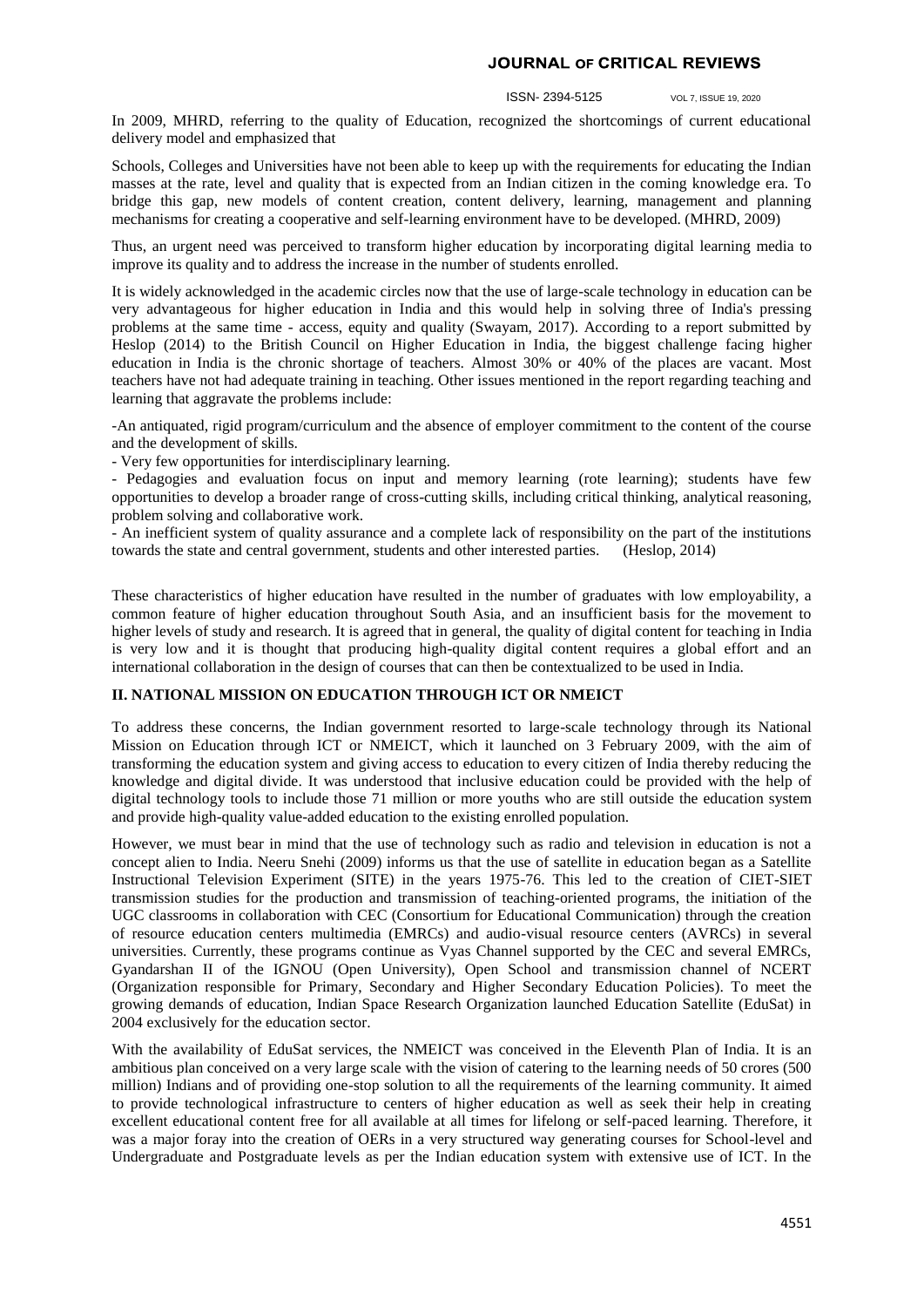In 2009, MHRD, referring to the quality of Education, recognized the shortcomings of current educational delivery model and emphasized that

Schools, Colleges and Universities have not been able to keep up with the requirements for educating the Indian masses at the rate, level and quality that is expected from an Indian citizen in the coming knowledge era. To bridge this gap, new models of content creation, content delivery, learning, management and planning mechanisms for creating a cooperative and self-learning environment have to be developed. (MHRD, 2009)

Thus, an urgent need was perceived to transform higher education by incorporating digital learning media to improve its quality and to address the increase in the number of students enrolled.

It is widely acknowledged in the academic circles now that the use of large-scale technology in education can be very advantageous for higher education in India and this would help in solving three of India's pressing problems at the same time - access, equity and quality (Swayam, 2017). According to a report submitted by Heslop (2014) to the British Council on Higher Education in India, the biggest challenge facing higher education in India is the chronic shortage of teachers. Almost 30% or 40% of the places are vacant. Most teachers have not had adequate training in teaching. Other issues mentioned in the report regarding teaching and learning that aggravate the problems include:

-An antiquated, rigid program/curriculum and the absence of employer commitment to the content of the course and the development of skills.
- Very few opportunities for interdisciplinary learning.
- Pedagogies and evaluation focus on input and memory learning (rote learning); students have few opportunities to develop a broader range of cross-cutting skills, including critical thinking, analytical reasoning, problem solving and collaborative work.
- An inefficient system of quality assurance and a complete lack of responsibility on the part of the institutions towards the state and central government, students and other interested parties. (Heslop, 2014)

These characteristics of higher education have resulted in the number of graduates with low employability, a common feature of higher education throughout South Asia, and an insufficient basis for the movement to higher levels of study and research. It is agreed that in general, the quality of digital content for teaching in India is very low and it is thought that producing high-quality digital content requires a global effort and an international collaboration in the design of courses that can then be contextualized to be used in India.

## II. NATIONAL MISSION ON EDUCATION THROUGH ICT OR NMEICT

To address these concerns, the Indian government resorted to large-scale technology through its National Mission on Education through ICT or NMEICT, which it launched on 3 February 2009, with the aim of transforming the education system and giving access to education to every citizen of India thereby reducing the knowledge and digital divide. It was understood that inclusive education could be provided with the help of digital technology tools to include those 71 million or more youths who are still outside the education system and provide high-quality value-added education to the existing enrolled population.

However, we must bear in mind that the use of technology such as radio and television in education is not a concept alien to India. Neeru Snehi (2009) informs us that the use of satellite in education began as a Satellite Instructional Television Experiment (SITE) in the years 1975-76. This led to the creation of CIET-SIET transmission studies for the production and transmission of teaching-oriented programs, the initiation of the UGC classrooms in collaboration with CEC (Consortium for Educational Communication) through the creation of resource education centers multimedia (EMRCs) and audio-visual resource centers (AVRCs) in several universities. Currently, these programs continue as Vyas Channel supported by the CEC and several EMRCs, Gyandarshan II of the IGNOU (Open University), Open School and transmission channel of NCERT (Organization responsible for Primary, Secondary and Higher Secondary Education Policies). To meet the growing demands of education, Indian Space Research Organization launched Education Satellite (EduSat) in 2004 exclusively for the education sector.

With the availability of EduSat services, the NMEICT was conceived in the Eleventh Plan of India. It is an ambitious plan conceived on a very large scale with the vision of catering to the learning needs of 50 crores (500 million) Indians and of providing one-stop solution to all the requirements of the learning community. It aimed to provide technological infrastructure to centers of higher education as well as seek their help in creating excellent educational content free for all available at all times for lifelong or self-paced learning. Therefore, it was a major foray into the creation of OERs in a very structured way generating courses for School-level and Undergraduate and Postgraduate levels as per the Indian education system with extensive use of ICT. In the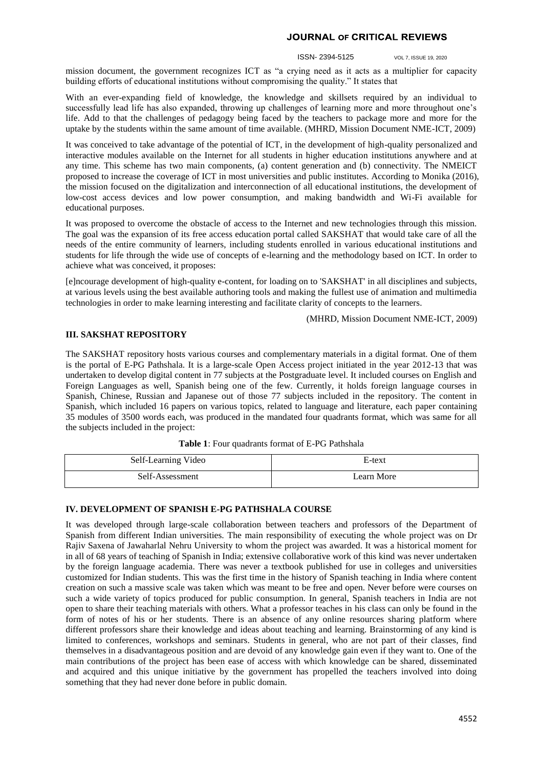mission document, the government recognizes ICT as "a crying need as it acts as a multiplier for capacity building efforts of educational institutions without compromising the quality." It states that

With an ever-expanding field of knowledge, the knowledge and skillsets required by an individual to successfully lead life has also expanded, throwing up challenges of learning more and more throughout one's life. Add to that the challenges of pedagogy being faced by the teachers to package more and more for the uptake by the students within the same amount of time available. (MHRD, Mission Document NME-ICT, 2009)

It was conceived to take advantage of the potential of ICT, in the development of high-quality personalized and interactive modules available on the Internet for all students in higher education institutions anywhere and at any time. This scheme has two main components, (a) content generation and (b) connectivity. The NMEICT proposed to increase the coverage of ICT in most universities and public institutes. According to Monika (2016), the mission focused on the digitalization and interconnection of all educational institutions, the development of low-cost access devices and low power consumption, and making bandwidth and Wi-Fi available for educational purposes.

It was proposed to overcome the obstacle of access to the Internet and new technologies through this mission. The goal was the expansion of its free access education portal called SAKSHAT that would take care of all the needs of the entire community of learners, including students enrolled in various educational institutions and students for life through the wide use of concepts of e-learning and the methodology based on ICT. In order to achieve what was conceived, it proposes:

[e]ncourage development of high-quality e-content, for loading on to 'SAKSHAT' in all disciplines and subjects, at various levels using the best available authoring tools and making the fullest use of animation and multimedia technologies in order to make learning interesting and facilitate clarity of concepts to the learners.

(MHRD, Mission Document NME-ICT, 2009)

### III. SAKSHAT REPOSITORY

The SAKSHAT repository hosts various courses and complementary materials in a digital format. One of them is the portal of E-PG Pathshala. It is a large-scale Open Access project initiated in the year 2012-13 that was undertaken to develop digital content in 77 subjects at the Postgraduate level. It included courses on English and Foreign Languages as well, Spanish being one of the few. Currently, it holds foreign language courses in Spanish, Chinese, Russian and Japanese out of those 77 subjects included in the repository. The content in Spanish, which included 16 papers on various topics, related to language and literature, each paper containing 35 modules of 3500 words each, was produced in the mandated four quadrants format, which was same for all the subjects included in the project:

**Table 1**: Four quadrants format of E-PG Pathshala

| Self-Learning Video | E-text |
|---|---|
| Self-Assessment | Learn More |

### IV. DEVELOPMENT OF SPANISH E-PG PATHSHALA COURSE

It was developed through large-scale collaboration between teachers and professors of the Department of Spanish from different Indian universities. The main responsibility of executing the whole project was on Dr Rajiv Saxena of Jawaharlal Nehru University to whom the project was awarded. It was a historical moment for in all of 68 years of teaching of Spanish in India; extensive collaborative work of this kind was never undertaken by the foreign language academia. There was never a textbook published for use in colleges and universities customized for Indian students. This was the first time in the history of Spanish teaching in India where content creation on such a massive scale was taken which was meant to be free and open. Never before were courses on such a wide variety of topics produced for public consumption. In general, Spanish teachers in India are not open to share their teaching materials with others. What a professor teaches in his class can only be found in the form of notes of his or her students. There is an absence of any online resources sharing platform where different professors share their knowledge and ideas about teaching and learning. Brainstorming of any kind is limited to conferences, workshops and seminars. Students in general, who are not part of their classes, find themselves in a disadvantageous position and are devoid of any knowledge gain even if they want to. One of the main contributions of the project has been ease of access with which knowledge can be shared, disseminated and acquired and this unique initiative by the government has propelled the teachers involved into doing something that they had never done before in public domain.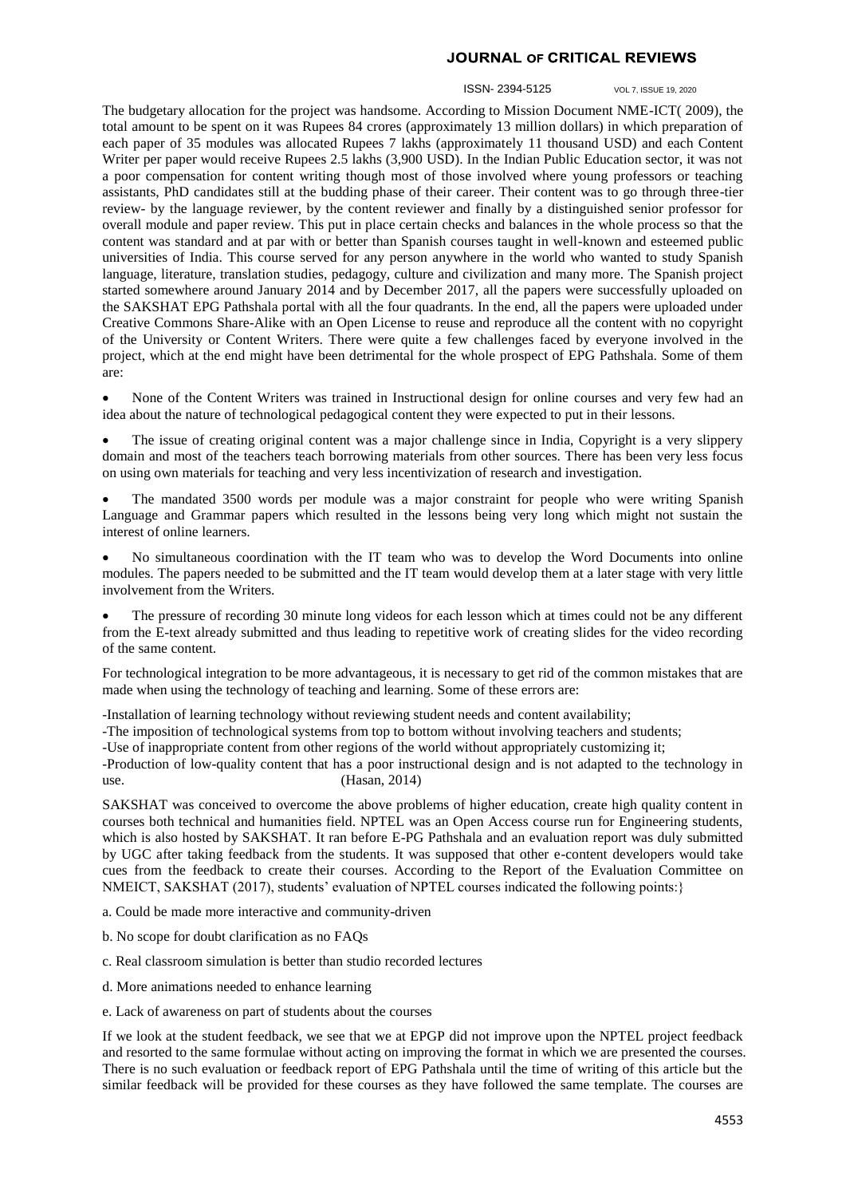The budgetary allocation for the project was handsome. According to Mission Document NME-ICT( 2009), the total amount to be spent on it was Rupees 84 crores (approximately 13 million dollars) in which preparation of each paper of 35 modules was allocated Rupees 7 lakhs (approximately 11 thousand USD) and each Content Writer per paper would receive Rupees 2.5 lakhs (3,900 USD). In the Indian Public Education sector, it was not a poor compensation for content writing though most of those involved where young professors or teaching assistants, PhD candidates still at the budding phase of their career. Their content was to go through three-tier review- by the language reviewer, by the content reviewer and finally by a distinguished senior professor for overall module and paper review. This put in place certain checks and balances in the whole process so that the content was standard and at par with or better than Spanish courses taught in well-known and esteemed public universities of India. This course served for any person anywhere in the world who wanted to study Spanish language, literature, translation studies, pedagogy, culture and civilization and many more. The Spanish project started somewhere around January 2014 and by December 2017, all the papers were successfully uploaded on the SAKSHAT EPG Pathshala portal with all the four quadrants. In the end, all the papers were uploaded under Creative Commons Share-Alike with an Open License to reuse and reproduce all the content with no copyright of the University or Content Writers. There were quite a few challenges faced by everyone involved in the project, which at the end might have been detrimental for the whole prospect of EPG Pathshala. Some of them are:

- None of the Content Writers was trained in Instructional design for online courses and very few had an idea about the nature of technological pedagogical content they were expected to put in their lessons.
- The issue of creating original content was a major challenge since in India, Copyright is a very slippery domain and most of the teachers teach borrowing materials from other sources. There has been very less focus on using own materials for teaching and very less incentivization of research and investigation.
- The mandated 3500 words per module was a major constraint for people who were writing Spanish Language and Grammar papers which resulted in the lessons being very long which might not sustain the interest of online learners.
- No simultaneous coordination with the IT team who was to develop the Word Documents into online modules. The papers needed to be submitted and the IT team would develop them at a later stage with very little involvement from the Writers.
- The pressure of recording 30 minute long videos for each lesson which at times could not be any different from the E-text already submitted and thus leading to repetitive work of creating slides for the video recording of the same content.

For technological integration to be more advantageous, it is necessary to get rid of the common mistakes that are made when using the technology of teaching and learning. Some of these errors are:

-Installation of learning technology without reviewing student needs and content availability;
-The imposition of technological systems from top to bottom without involving teachers and students;
-Use of inappropriate content from other regions of the world without appropriately customizing it;
-Production of low-quality content that has a poor instructional design and is not adapted to the technology in use. (Hasan, 2014)

SAKSHAT was conceived to overcome the above problems of higher education, create high quality content in courses both technical and humanities field. NPTEL was an Open Access course run for Engineering students, which is also hosted by SAKSHAT. It ran before E-PG Pathshala and an evaluation report was duly submitted by UGC after taking feedback from the students. It was supposed that other e-content developers would take cues from the feedback to create their courses. According to the Report of the Evaluation Committee on NMEICT, SAKSHAT (2017), students' evaluation of NPTEL courses indicated the following points:}

a. Could be made more interactive and community-driven

b. No scope for doubt clarification as no FAQs

c. Real classroom simulation is better than studio recorded lectures

d. More animations needed to enhance learning

e. Lack of awareness on part of students about the courses

If we look at the student feedback, we see that we at EPGP did not improve upon the NPTEL project feedback and resorted to the same formulae without acting on improving the format in which we are presented the courses. There is no such evaluation or feedback report of EPG Pathshala until the time of writing of this article but the similar feedback will be provided for these courses as they have followed the same template. The courses are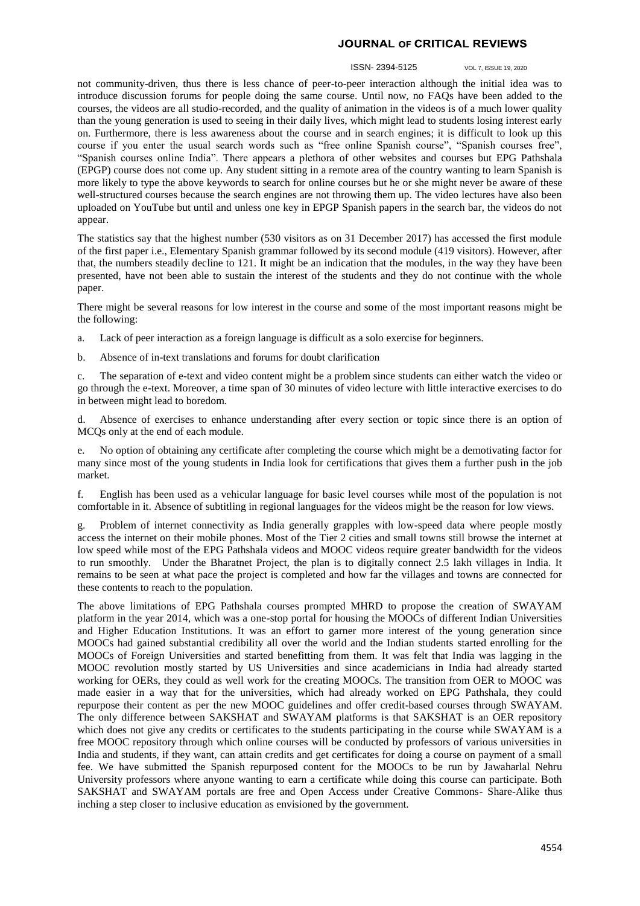not community-driven, thus there is less chance of peer-to-peer interaction although the initial idea was to introduce discussion forums for people doing the same course. Until now, no FAQs have been added to the courses, the videos are all studio-recorded, and the quality of animation in the videos is of a much lower quality than the young generation is used to seeing in their daily lives, which might lead to students losing interest early on. Furthermore, there is less awareness about the course and in search engines; it is difficult to look up this course if you enter the usual search words such as "free online Spanish course", "Spanish courses free", "Spanish courses online India". There appears a plethora of other websites and courses but EPG Pathshala (EPGP) course does not come up. Any student sitting in a remote area of the country wanting to learn Spanish is more likely to type the above keywords to search for online courses but he or she might never be aware of these well-structured courses because the search engines are not throwing them up. The video lectures have also been uploaded on YouTube but until and unless one key in EPGP Spanish papers in the search bar, the videos do not appear.

The statistics say that the highest number (530 visitors as on 31 December 2017) has accessed the first module of the first paper i.e., Elementary Spanish grammar followed by its second module (419 visitors). However, after that, the numbers steadily decline to 121. It might be an indication that the modules, in the way they have been presented, have not been able to sustain the interest of the students and they do not continue with the whole paper.

There might be several reasons for low interest in the course and some of the most important reasons might be the following:

a. Lack of peer interaction as a foreign language is difficult as a solo exercise for beginners.

b. Absence of in-text translations and forums for doubt clarification

c. The separation of e-text and video content might be a problem since students can either watch the video or go through the e-text. Moreover, a time span of 30 minutes of video lecture with little interactive exercises to do in between might lead to boredom.

d. Absence of exercises to enhance understanding after every section or topic since there is an option of MCQs only at the end of each module.

e. No option of obtaining any certificate after completing the course which might be a demotivating factor for many since most of the young students in India look for certifications that gives them a further push in the job market.

f. English has been used as a vehicular language for basic level courses while most of the population is not comfortable in it. Absence of subtitling in regional languages for the videos might be the reason for low views.

g. Problem of internet connectivity as India generally grapples with low-speed data where people mostly access the internet on their mobile phones. Most of the Tier 2 cities and small towns still browse the internet at low speed while most of the EPG Pathshala videos and MOOC videos require greater bandwidth for the videos to run smoothly. Under the Bharatnet Project, the plan is to digitally connect 2.5 lakh villages in India. It remains to be seen at what pace the project is completed and how far the villages and towns are connected for these contents to reach to the population.

The above limitations of EPG Pathshala courses prompted MHRD to propose the creation of SWAYAM platform in the year 2014, which was a one-stop portal for housing the MOOCs of different Indian Universities and Higher Education Institutions. It was an effort to garner more interest of the young generation since MOOCs had gained substantial credibility all over the world and the Indian students started enrolling for the MOOCs of Foreign Universities and started benefitting from them. It was felt that India was lagging in the MOOC revolution mostly started by US Universities and since academicians in India had already started working for OERs, they could as well work for the creating MOOCs. The transition from OER to MOOC was made easier in a way that for the universities, which had already worked on EPG Pathshala, they could repurpose their content as per the new MOOC guidelines and offer credit-based courses through SWAYAM. The only difference between SAKSHAT and SWAYAM platforms is that SAKSHAT is an OER repository which does not give any credits or certificates to the students participating in the course while SWAYAM is a free MOOC repository through which online courses will be conducted by professors of various universities in India and students, if they want, can attain credits and get certificates for doing a course on payment of a small fee. We have submitted the Spanish repurposed content for the MOOCs to be run by Jawaharlal Nehru University professors where anyone wanting to earn a certificate while doing this course can participate. Both SAKSHAT and SWAYAM portals are free and Open Access under Creative Commons- Share-Alike thus inching a step closer to inclusive education as envisioned by the government.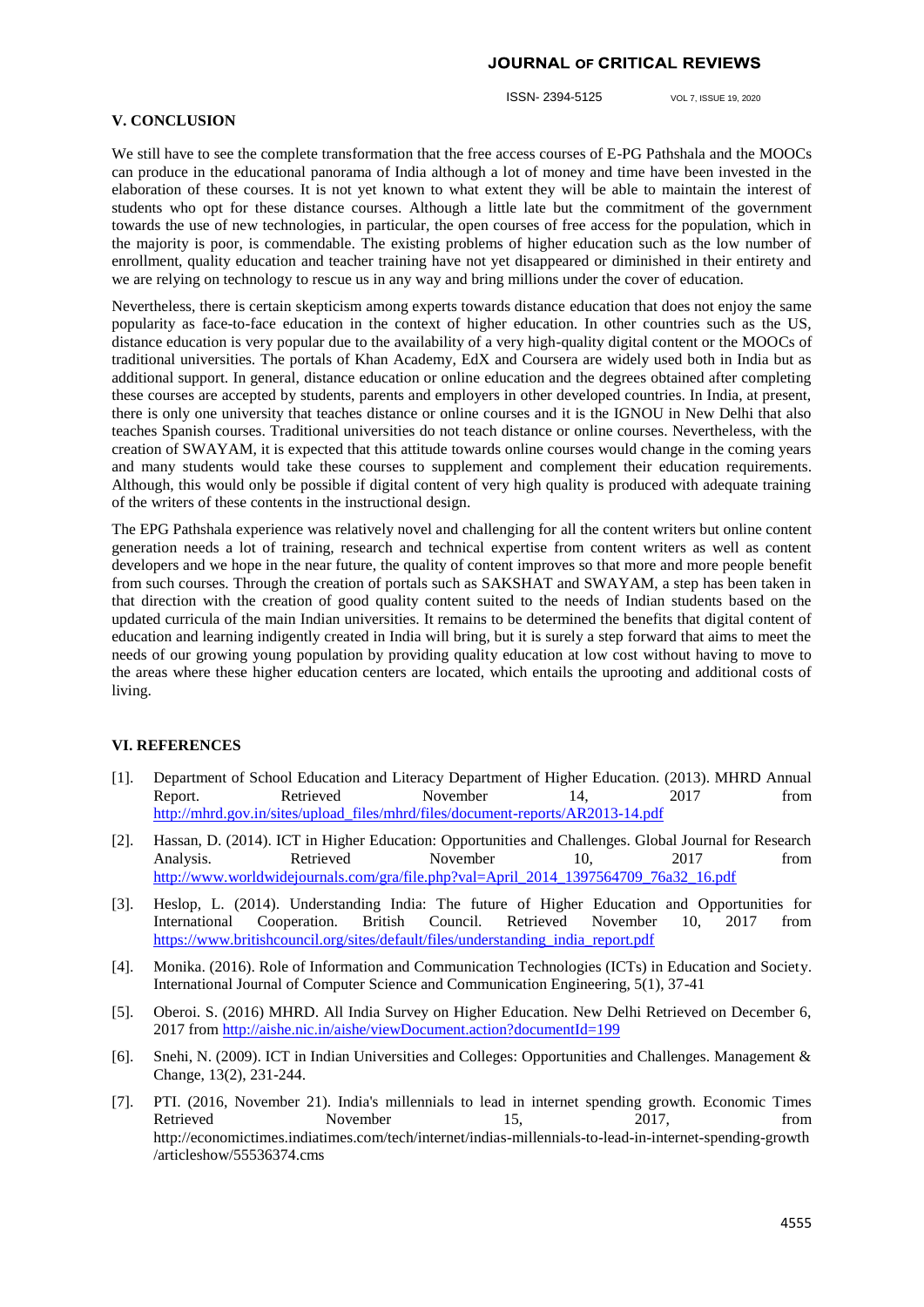## V. CONCLUSION

We still have to see the complete transformation that the free access courses of E-PG Pathshala and the MOOCs can produce in the educational panorama of India although a lot of money and time have been invested in the elaboration of these courses. It is not yet known to what extent they will be able to maintain the interest of students who opt for these distance courses. Although a little late but the commitment of the government towards the use of new technologies, in particular, the open courses of free access for the population, which in the majority is poor, is commendable. The existing problems of higher education such as the low number of enrollment, quality education and teacher training have not yet disappeared or diminished in their entirety and we are relying on technology to rescue us in any way and bring millions under the cover of education.

Nevertheless, there is certain skepticism among experts towards distance education that does not enjoy the same popularity as face-to-face education in the context of higher education. In other countries such as the US, distance education is very popular due to the availability of a very high-quality digital content or the MOOCs of traditional universities. The portals of Khan Academy, EdX and Coursera are widely used both in India but as additional support. In general, distance education or online education and the degrees obtained after completing these courses are accepted by students, parents and employers in other developed countries. In India, at present, there is only one university that teaches distance or online courses and it is the IGNOU in New Delhi that also teaches Spanish courses. Traditional universities do not teach distance or online courses. Nevertheless, with the creation of SWAYAM, it is expected that this attitude towards online courses would change in the coming years and many students would take these courses to supplement and complement their education requirements. Although, this would only be possible if digital content of very high quality is produced with adequate training of the writers of these contents in the instructional design.

The EPG Pathshala experience was relatively novel and challenging for all the content writers but online content generation needs a lot of training, research and technical expertise from content writers as well as content developers and we hope in the near future, the quality of content improves so that more and more people benefit from such courses. Through the creation of portals such as SAKSHAT and SWAYAM, a step has been taken in that direction with the creation of good quality content suited to the needs of Indian students based on the updated curricula of the main Indian universities. It remains to be determined the benefits that digital content of education and learning indigently created in India will bring, but it is surely a step forward that aims to meet the needs of our growing young population by providing quality education at low cost without having to move to the areas where these higher education centers are located, which entails the uprooting and additional costs of living.

## VI. REFERENCES

[1]. Department of School Education and Literacy Department of Higher Education. (2013). MHRD Annual Report. Retrieved November 14, 2017 from http://mhrd.gov.in/sites/upload_files/mhrd/files/document-reports/AR2013-14.pdf

[2]. Hassan, D. (2014). ICT in Higher Education: Opportunities and Challenges. Global Journal for Research Analysis. Retrieved November 10, 2017 from http://www.worldwidejournals.com/gra/file.php?val=April_2014_1397564709_76a32_16.pdf

[3]. Heslop, L. (2014). Understanding India: The future of Higher Education and Opportunities for International Cooperation. British Council. Retrieved November 10, 2017 from https://www.britishcouncil.org/sites/default/files/understanding_india_report.pdf

[4]. Monika. (2016). Role of Information and Communication Technologies (ICTs) in Education and Society. International Journal of Computer Science and Communication Engineering, 5(1), 37-41

[5]. Oberoi. S. (2016) MHRD. All India Survey on Higher Education. New Delhi Retrieved on December 6, 2017 from http://aishe.nic.in/aishe/viewDocument.action?documentId=199

[6]. Snehi, N. (2009). ICT in Indian Universities and Colleges: Opportunities and Challenges. Management & Change, 13(2), 231-244.

[7]. PTI. (2016, November 21). India's millennials to lead in internet spending growth. Economic Times Retrieved November 15, 2017, from http://economictimes.indiatimes.com/tech/internet/indias-millennials-to-lead-in-internet-spending-growth/articleshow/55536374.cms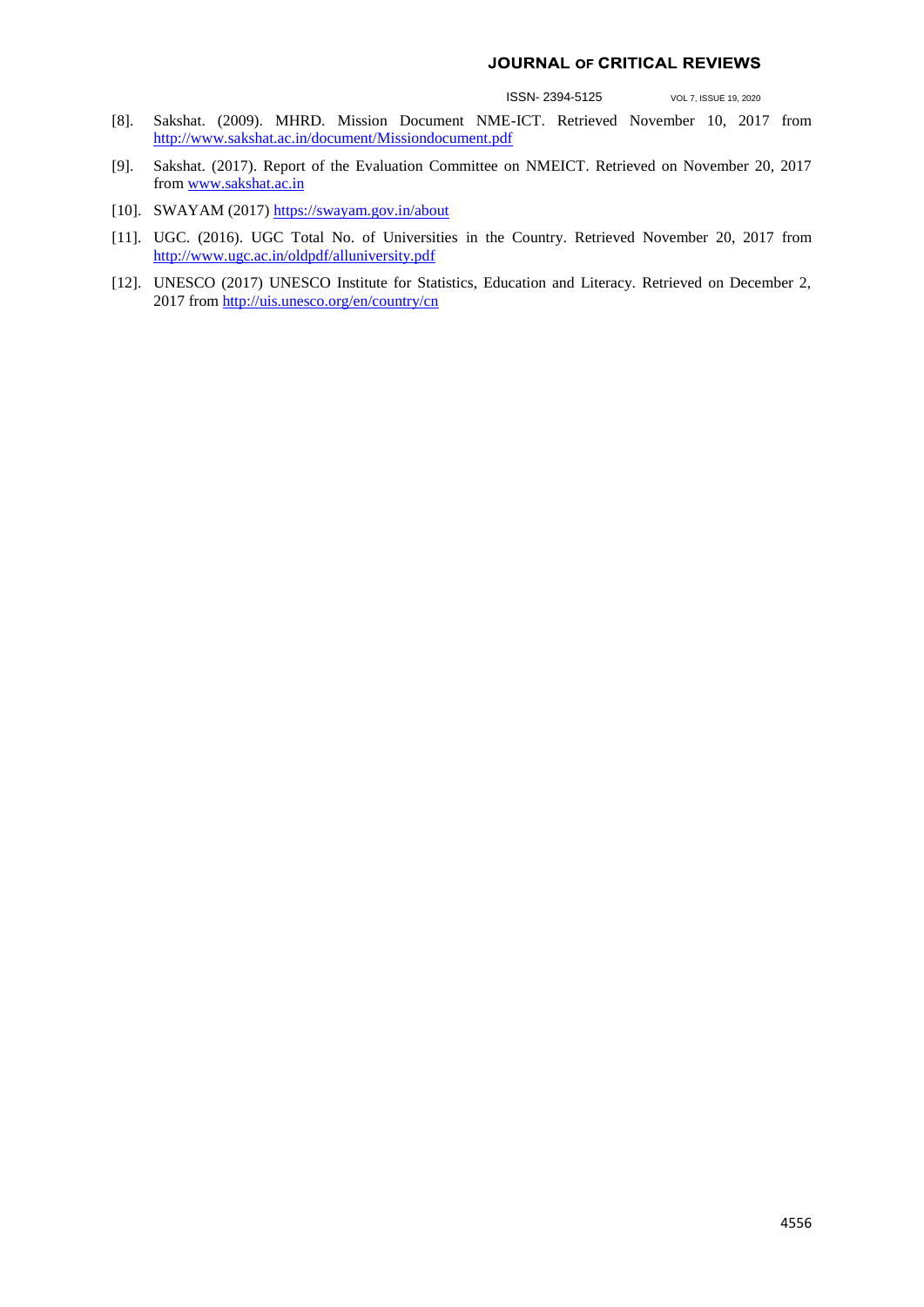[8]. Sakshat. (2009). MHRD. Mission Document NME-ICT. Retrieved November 10, 2017 from http://www.sakshat.ac.in/document/Missiondocument.pdf

[9]. Sakshat. (2017). Report of the Evaluation Committee on NMEICT. Retrieved on November 20, 2017 from www.sakshat.ac.in

[10]. SWAYAM (2017) https://swayam.gov.in/about

[11]. UGC. (2016). UGC Total No. of Universities in the Country. Retrieved November 20, 2017 from http://www.ugc.ac.in/oldpdf/alluniversity.pdf

[12]. UNESCO (2017) UNESCO Institute for Statistics, Education and Literacy. Retrieved on December 2, 2017 from http://uis.unesco.org/en/country/cn